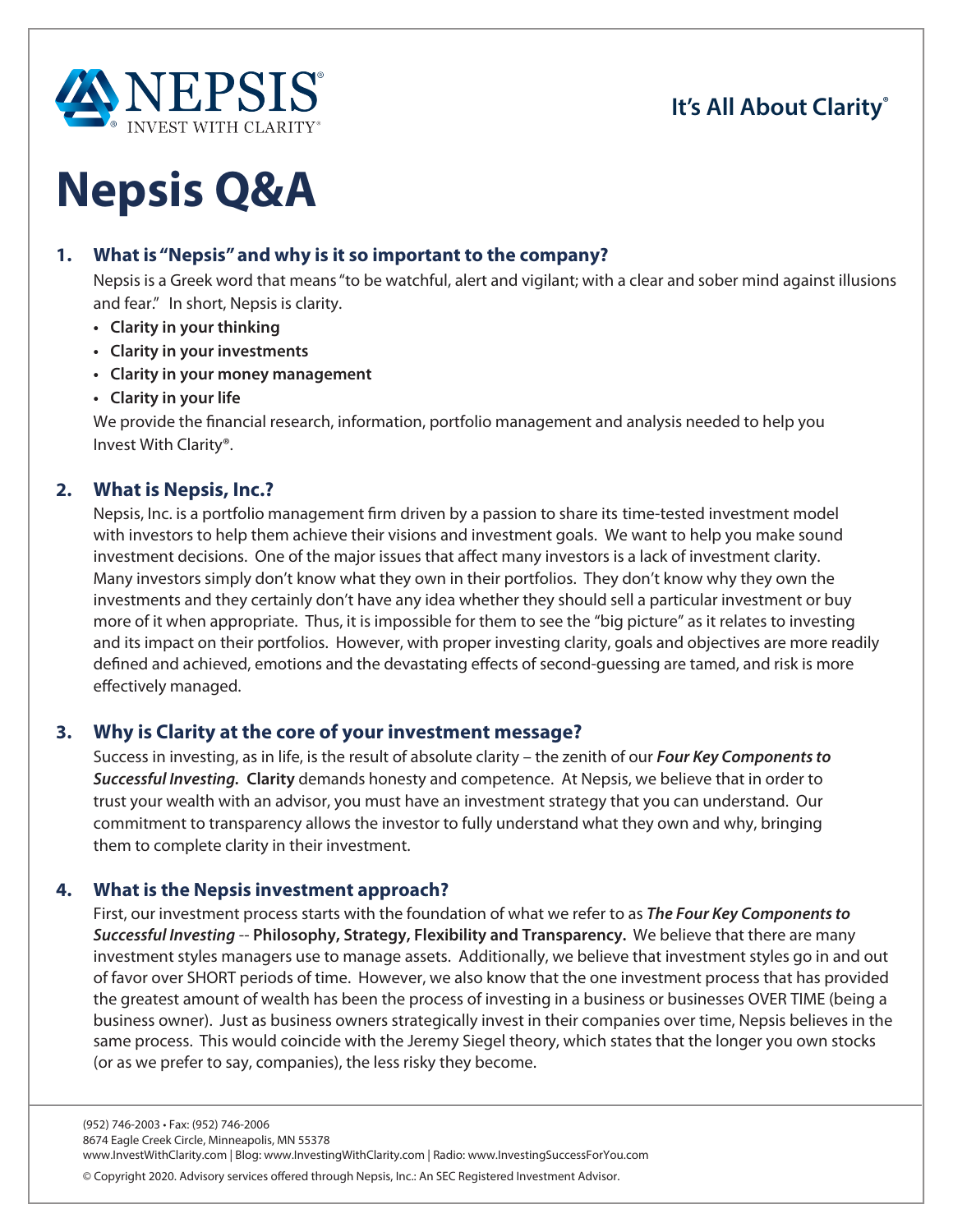NEPSIS®
INVEST WITH CLARITY®

**It's All About Clarity®**

# Nepsis Q&A

## 1. What is "Nepsis" and why is it so important to the company?

Nepsis is a Greek word that means "to be watchful, alert and vigilant; with a clear and sober mind against illusions and fear." In short, Nepsis is clarity.

- **Clarity in your thinking**
- **Clarity in your investments**
- **Clarity in your money management**
- **Clarity in your life**

We provide the financial research, information, portfolio management and analysis needed to help you Invest With Clarity®.

## 2. What is Nepsis, Inc.?

Nepsis, Inc. is a portfolio management firm driven by a passion to share its time-tested investment model with investors to help them achieve their visions and investment goals. We want to help you make sound investment decisions. One of the major issues that affect many investors is a lack of investment clarity. Many investors simply don't know what they own in their portfolios. They don't know why they own the investments and they certainly don't have any idea whether they should sell a particular investment or buy more of it when appropriate. Thus, it is impossible for them to see the "big picture" as it relates to investing and its impact on their portfolios. However, with proper investing clarity, goals and objectives are more readily defined and achieved, emotions and the devastating effects of second-guessing are tamed, and risk is more effectively managed.

## 3. Why is Clarity at the core of your investment message?

Success in investing, as in life, is the result of absolute clarity – the zenith of our ***Four Key Components to Successful Investing.*** **Clarity** demands honesty and competence. At Nepsis, we believe that in order to trust your wealth with an advisor, you must have an investment strategy that you can understand. Our commitment to transparency allows the investor to fully understand what they own and why, bringing them to complete clarity in their investment.

## 4. What is the Nepsis investment approach?

First, our investment process starts with the foundation of what we refer to as ***The Four Key Components to Successful Investing*** -- **Philosophy, Strategy, Flexibility and Transparency.** We believe that there are many investment styles managers use to manage assets. Additionally, we believe that investment styles go in and out of favor over SHORT periods of time. However, we also know that the one investment process that has provided the greatest amount of wealth has been the process of investing in a business or businesses OVER TIME (being a business owner). Just as business owners strategically invest in their companies over time, Nepsis believes in the same process. This would coincide with the Jeremy Siegel theory, which states that the longer you own stocks (or as we prefer to say, companies), the less risky they become.

(952) 746-2003 • Fax: (952) 746-2006
8674 Eagle Creek Circle, Minneapolis, MN 55378
www.InvestWithClarity.com | Blog: www.InvestingWithClarity.com | Radio: www.InvestingSuccessForYou.com

© Copyright 2020. Advisory services offered through Nepsis, Inc.: An SEC Registered Investment Advisor.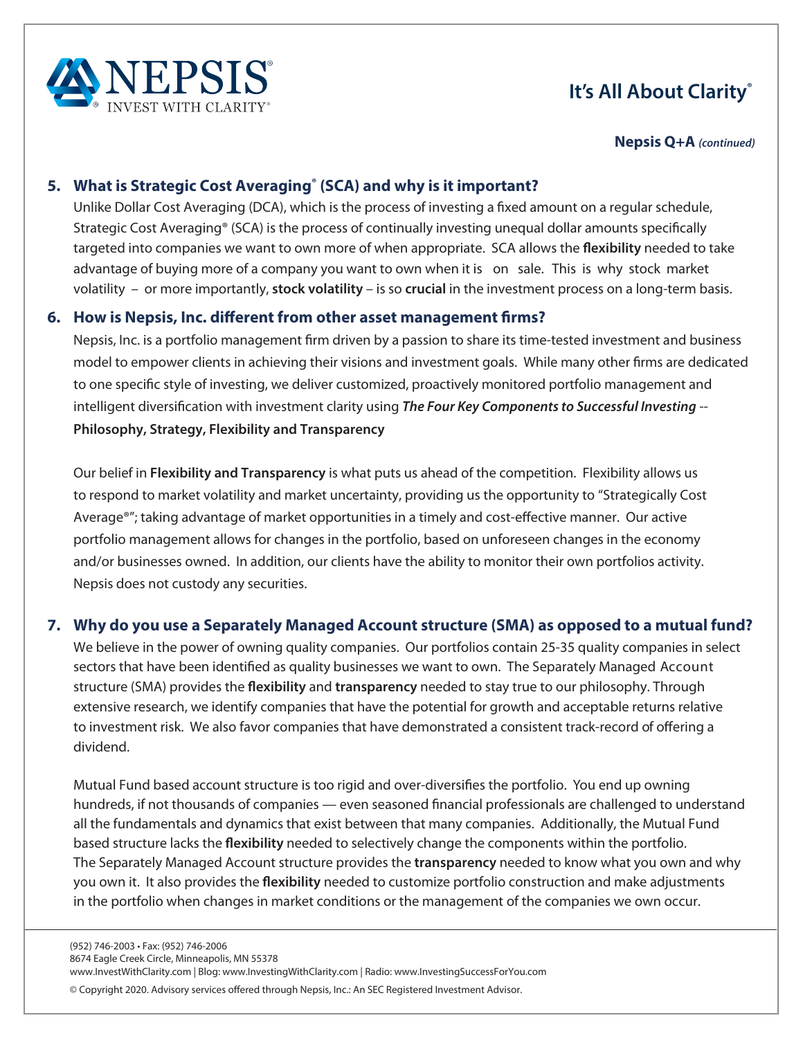**Nepsis Q+A** *(continued)*

## 5. What is Strategic Cost Averaging® (SCA) and why is it important?

Unlike Dollar Cost Averaging (DCA), which is the process of investing a fixed amount on a regular schedule, Strategic Cost Averaging® (SCA) is the process of continually investing unequal dollar amounts specifically targeted into companies we want to own more of when appropriate. SCA allows the **flexibility** needed to take advantage of buying more of a company you want to own when it is on sale. This is why stock market volatility – or more importantly, **stock volatility** – is so **crucial** in the investment process on a long-term basis.

## 6. How is Nepsis, Inc. different from other asset management firms?

Nepsis, Inc. is a portfolio management firm driven by a passion to share its time-tested investment and business model to empower clients in achieving their visions and investment goals. While many other firms are dedicated to one specific style of investing, we deliver customized, proactively monitored portfolio management and intelligent diversification with investment clarity using ***The Four Key Components to Successful Investing*** -- **Philosophy, Strategy, Flexibility and Transparency**

Our belief in **Flexibility and Transparency** is what puts us ahead of the competition. Flexibility allows us to respond to market volatility and market uncertainty, providing us the opportunity to "Strategically Cost Average®"; taking advantage of market opportunities in a timely and cost-effective manner. Our active portfolio management allows for changes in the portfolio, based on unforeseen changes in the economy and/or businesses owned. In addition, our clients have the ability to monitor their own portfolios activity. Nepsis does not custody any securities.

## 7. Why do you use a Separately Managed Account structure (SMA) as opposed to a mutual fund?

We believe in the power of owning quality companies. Our portfolios contain 25-35 quality companies in select sectors that have been identified as quality businesses we want to own. The Separately Managed Account structure (SMA) provides the **flexibility** and **transparency** needed to stay true to our philosophy. Through extensive research, we identify companies that have the potential for growth and acceptable returns relative to investment risk. We also favor companies that have demonstrated a consistent track-record of offering a dividend.

Mutual Fund based account structure is too rigid and over-diversifies the portfolio. You end up owning hundreds, if not thousands of companies — even seasoned financial professionals are challenged to understand all the fundamentals and dynamics that exist between that many companies. Additionally, the Mutual Fund based structure lacks the **flexibility** needed to selectively change the components within the portfolio. The Separately Managed Account structure provides the **transparency** needed to know what you own and why you own it. It also provides the **flexibility** needed to customize portfolio construction and make adjustments in the portfolio when changes in market conditions or the management of the companies we own occur.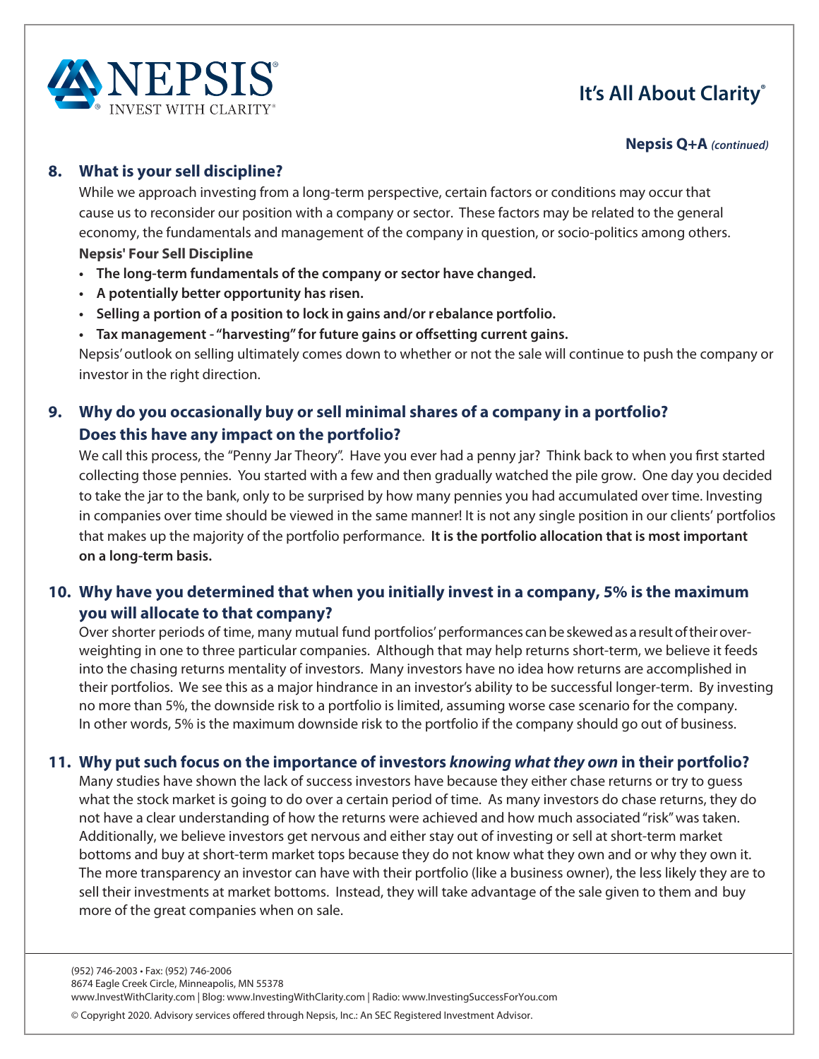**Nepsis Q+A** *(continued)*

## 8. What is your sell discipline?

While we approach investing from a long-term perspective, certain factors or conditions may occur that cause us to reconsider our position with a company or sector. These factors may be related to the general economy, the fundamentals and management of the company in question, or socio-politics among others.

**Nepsis' Four Sell Discipline**

- **The long-term fundamentals of the company or sector have changed.**
- **A potentially better opportunity has risen.**
- **Selling a portion of a position to lock in gains and/or rebalance portfolio.**
- **Tax management - "harvesting" for future gains or offsetting current gains.**

Nepsis' outlook on selling ultimately comes down to whether or not the sale will continue to push the company or investor in the right direction.

## 9. Why do you occasionally buy or sell minimal shares of a company in a portfolio? Does this have any impact on the portfolio?

We call this process, the "Penny Jar Theory". Have you ever had a penny jar? Think back to when you first started collecting those pennies. You started with a few and then gradually watched the pile grow. One day you decided to take the jar to the bank, only to be surprised by how many pennies you had accumulated over time. Investing in companies over time should be viewed in the same manner! It is not any single position in our clients' portfolios that makes up the majority of the portfolio performance. **It is the portfolio allocation that is most important on a long-term basis.**

## 10. Why have you determined that when you initially invest in a company, 5% is the maximum you will allocate to that company?

Over shorter periods of time, many mutual fund portfolios' performances can be skewed as a result of their over-weighting in one to three particular companies. Although that may help returns short-term, we believe it feeds into the chasing returns mentality of investors. Many investors have no idea how returns are accomplished in their portfolios. We see this as a major hindrance in an investor's ability to be successful longer-term. By investing no more than 5%, the downside risk to a portfolio is limited, assuming worse case scenario for the company. In other words, 5% is the maximum downside risk to the portfolio if the company should go out of business.

## 11. Why put such focus on the importance of investors *knowing what they own* in their portfolio?

Many studies have shown the lack of success investors have because they either chase returns or try to guess what the stock market is going to do over a certain period of time. As many investors do chase returns, they do not have a clear understanding of how the returns were achieved and how much associated "risk" was taken. Additionally, we believe investors get nervous and either stay out of investing or sell at short-term market bottoms and buy at short-term market tops because they do not know what they own and or why they own it. The more transparency an investor can have with their portfolio (like a business owner), the less likely they are to sell their investments at market bottoms. Instead, they will take advantage of the sale given to them and buy more of the great companies when on sale.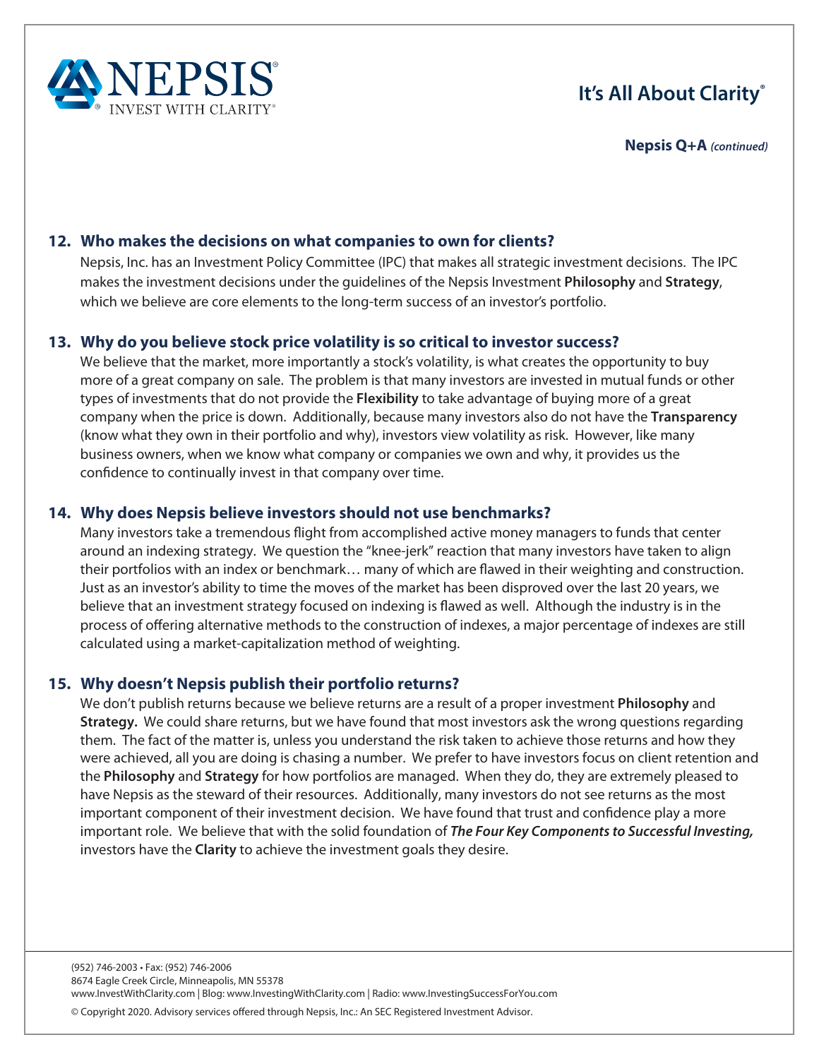## 12. Who makes the decisions on what companies to own for clients?

Nepsis, Inc. has an Investment Policy Committee (IPC) that makes all strategic investment decisions. The IPC makes the investment decisions under the guidelines of the Nepsis Investment **Philosophy** and **Strategy**, which we believe are core elements to the long-term success of an investor's portfolio.

## 13. Why do you believe stock price volatility is so critical to investor success?

We believe that the market, more importantly a stock's volatility, is what creates the opportunity to buy more of a great company on sale. The problem is that many investors are invested in mutual funds or other types of investments that do not provide the **Flexibility** to take advantage of buying more of a great company when the price is down. Additionally, because many investors also do not have the **Transparency** (know what they own in their portfolio and why), investors view volatility as risk. However, like many business owners, when we know what company or companies we own and why, it provides us the confidence to continually invest in that company over time.

## 14. Why does Nepsis believe investors should not use benchmarks?

Many investors take a tremendous flight from accomplished active money managers to funds that center around an indexing strategy. We question the "knee-jerk" reaction that many investors have taken to align their portfolios with an index or benchmark… many of which are flawed in their weighting and construction. Just as an investor's ability to time the moves of the market has been disproved over the last 20 years, we believe that an investment strategy focused on indexing is flawed as well. Although the industry is in the process of offering alternative methods to the construction of indexes, a major percentage of indexes are still calculated using a market-capitalization method of weighting.

## 15. Why doesn't Nepsis publish their portfolio returns?

We don't publish returns because we believe returns are a result of a proper investment **Philosophy** and **Strategy.** We could share returns, but we have found that most investors ask the wrong questions regarding them. The fact of the matter is, unless you understand the risk taken to achieve those returns and how they were achieved, all you are doing is chasing a number. We prefer to have investors focus on client retention and the **Philosophy** and **Strategy** for how portfolios are managed. When they do, they are extremely pleased to have Nepsis as the steward of their resources. Additionally, many investors do not see returns as the most important component of their investment decision. We have found that trust and confidence play a more important role. We believe that with the solid foundation of ***The Four Key Components to Successful Investing,*** investors have the **Clarity** to achieve the investment goals they desire.

(952) 746-2003 • Fax: (952) 746-2006
8674 Eagle Creek Circle, Minneapolis, MN 55378
www.InvestWithClarity.com | Blog: www.InvestingWithClarity.com | Radio: www.InvestingSuccessForYou.com

© Copyright 2020. Advisory services offered through Nepsis, Inc.: An SEC Registered Investment Advisor.